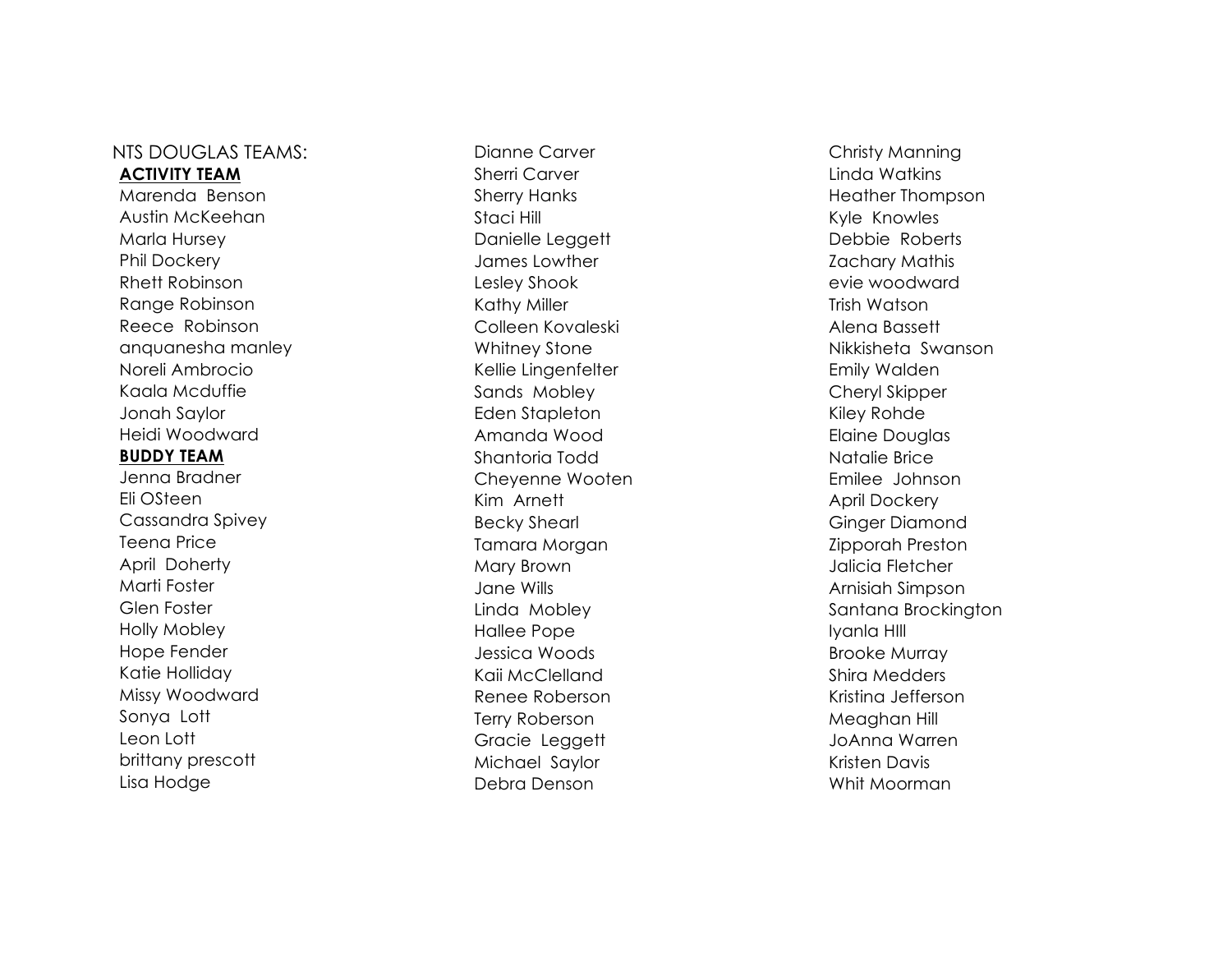NTS DOUGLAS TEAMS:

**ACTIVITY TEAM**

Marenda Benson
Austin McKeehan
Marla Hursey
Phil Dockery
Rhett Robinson
Range Robinson
Reece Robinson
anquanesha manley
Noreli Ambrocio
Kaala Mcduffie
Jonah Saylor
Heidi Woodward

**BUDDY TEAM**

Jenna Bradner
Eli OSteen
Cassandra Spivey
Teena Price
April Doherty
Marti Foster
Glen Foster
Holly Mobley
Hope Fender
Katie Holliday
Missy Woodward
Sonya Lott
Leon Lott
brittany prescott
Lisa Hodge
Dianne Carver
Sherri Carver
Sherry Hanks
Staci Hill
Danielle Leggett
James Lowther
Lesley Shook
Kathy Miller
Colleen Kovaleski
Whitney Stone
Kellie Lingenfelter
Sands Mobley
Eden Stapleton
Amanda Wood
Shantoria Todd
Cheyenne Wooten
Kim Arnett
Becky Shearl
Tamara Morgan
Mary Brown
Jane Wills
Linda Mobley
Hallee Pope
Jessica Woods
Kaii McClelland
Renee Roberson
Terry Roberson
Gracie Leggett
Michael Saylor
Debra Denson
Christy Manning
Linda Watkins
Heather Thompson
Kyle Knowles
Debbie Roberts
Zachary Mathis
evie woodward
Trish Watson
Alena Bassett
Nikkisheta Swanson
Emily Walden
Cheryl Skipper
Kiley Rohde
Elaine Douglas
Natalie Brice
Emilee Johnson
April Dockery
Ginger Diamond
Zipporah Preston
Jalicia Fletcher
Arnisiah Simpson
Santana Brockington
Iyanla HIll
Brooke Murray
Shira Medders
Kristina Jefferson
Meaghan Hill
JoAnna Warren
Kristen Davis
Whit Moorman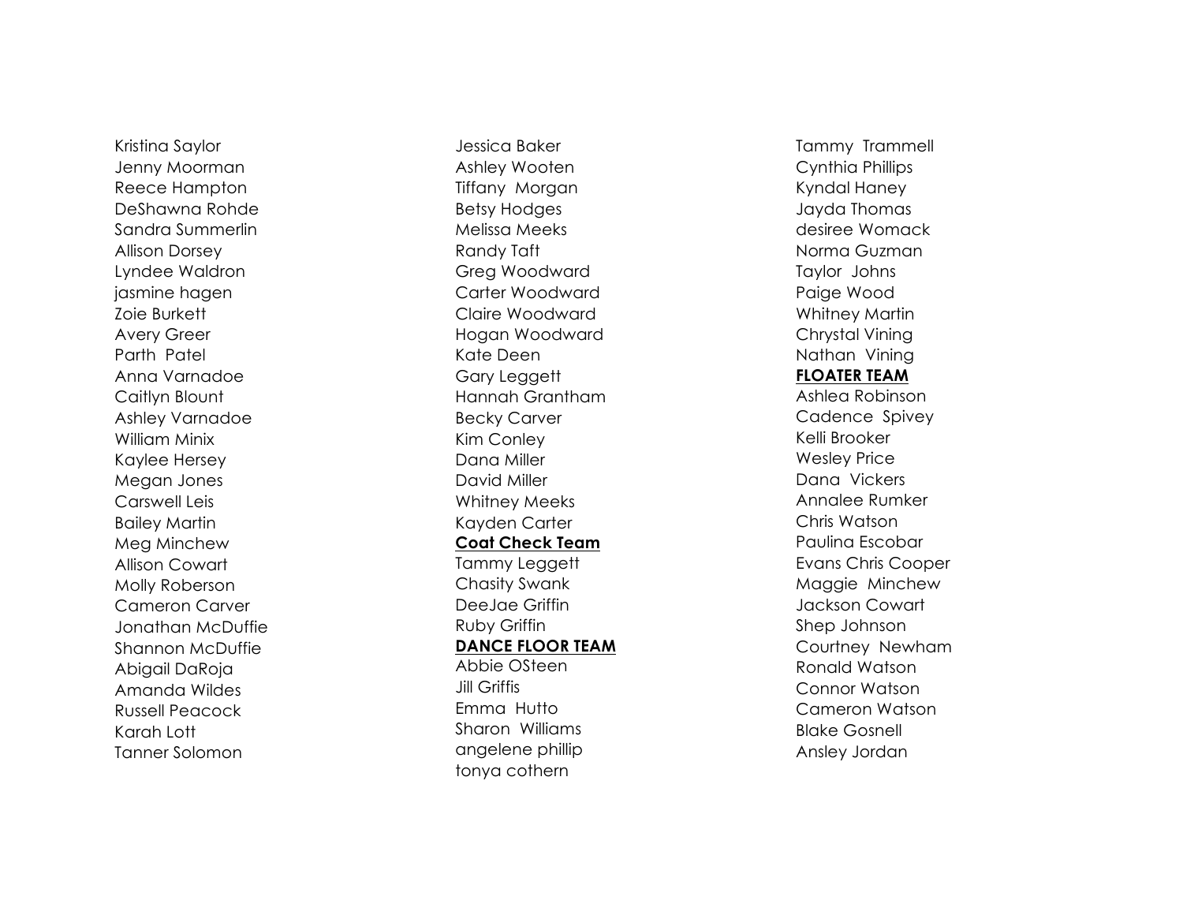Kristina Saylor
Jenny Moorman
Reece Hampton
DeShawna Rohde
Sandra Summerlin
Allison Dorsey
Lyndee Waldron
jasmine hagen
Zoie Burkett
Avery Greer
Parth Patel
Anna Varnadoe
Caitlyn Blount
Ashley Varnadoe
William Minix
Kaylee Hersey
Megan Jones
Carswell Leis
Bailey Martin
Meg Minchew
Allison Cowart
Molly Roberson
Cameron Carver
Jonathan McDuffie
Shannon McDuffie
Abigail DaRoja
Amanda Wildes
Russell Peacock
Karah Lott
Tanner Solomon

Jessica Baker
Ashley Wooten
Tiffany Morgan
Betsy Hodges
Melissa Meeks
Randy Taft
Greg Woodward
Carter Woodward
Claire Woodward
Hogan Woodward
Kate Deen
Gary Leggett
Hannah Grantham
Becky Carver
Kim Conley
Dana Miller
David Miller
Whitney Meeks
Kayden Carter

**Coat Check Team**

Tammy Leggett
Chasity Swank
DeeJae Griffin
Ruby Griffin

**DANCE FLOOR TEAM**

Abbie OSteen
Jill Griffis
Emma Hutto
Sharon Williams
angelene phillip
tonya cothern

Tammy Trammell
Cynthia Phillips
Kyndal Haney
Jayda Thomas
desiree Womack
Norma Guzman
Taylor Johns
Paige Wood
Whitney Martin
Chrystal Vining
Nathan Vining

**FLOATER TEAM**

Ashlea Robinson
Cadence Spivey
Kelli Brooker
Wesley Price
Dana Vickers
Annalee Rumker
Chris Watson
Paulina Escobar
Evans Chris Cooper
Maggie Minchew
Jackson Cowart
Shep Johnson
Courtney Newham
Ronald Watson
Connor Watson
Cameron Watson
Blake Gosnell
Ansley Jordan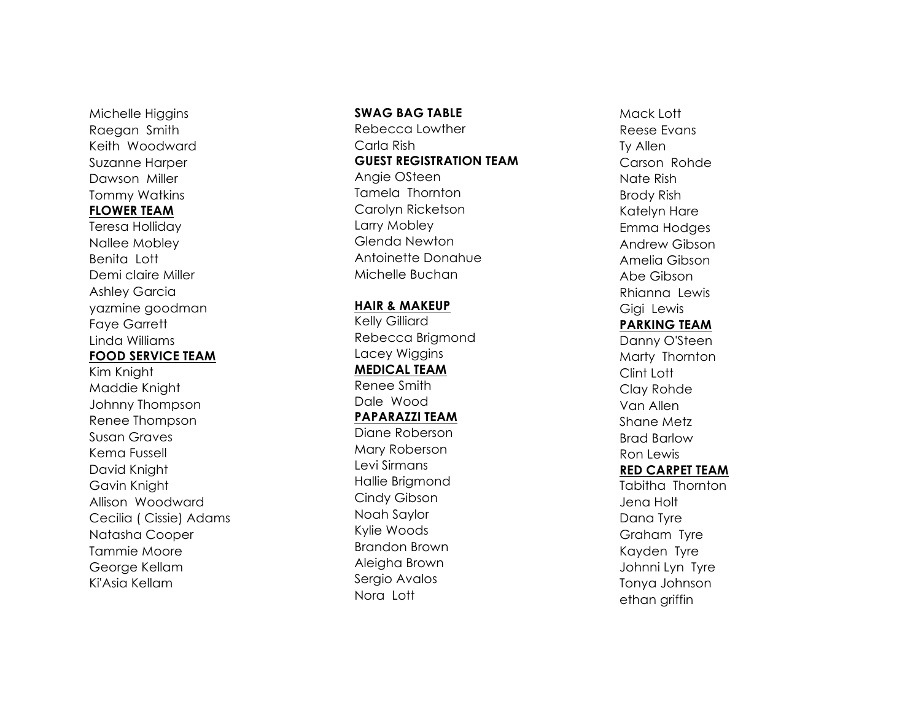Michelle Higgins
Raegan Smith
Keith Woodward
Suzanne Harper
Dawson Miller
Tommy Watkins

**FLOWER TEAM**

Teresa Holliday
Nallee Mobley
Benita Lott
Demi claire Miller
Ashley Garcia
yazmine goodman
Faye Garrett
Linda Williams

**FOOD SERVICE TEAM**

Kim Knight
Maddie Knight
Johnny Thompson
Renee Thompson
Susan Graves
Kema Fussell
David Knight
Gavin Knight
Allison Woodward
Cecilia ( Cissie) Adams
Natasha Cooper
Tammie Moore
George Kellam
Ki'Asia Kellam

**SWAG BAG TABLE**

Rebecca Lowther
Carla Rish

**GUEST REGISTRATION TEAM**

Angie OSteen
Tamela Thornton
Carolyn Ricketson
Larry Mobley
Glenda Newton
Antoinette Donahue
Michelle Buchan

**HAIR & MAKEUP**

Kelly Gilliard
Rebecca Brigmond
Lacey Wiggins

**MEDICAL TEAM**

Renee Smith
Dale Wood

**PAPARAZZI TEAM**

Diane Roberson
Mary Roberson
Levi Sirmans
Hallie Brigmond
Cindy Gibson
Noah Saylor
Kylie Woods
Brandon Brown
Aleigha Brown
Sergio Avalos
Nora Lott

Mack Lott
Reese Evans
Ty Allen
Carson Rohde
Nate Rish
Brody Rish
Katelyn Hare
Emma Hodges
Andrew Gibson
Amelia Gibson
Abe Gibson
Rhianna Lewis
Gigi Lewis

**PARKING TEAM**

Danny O'Steen
Marty Thornton
Clint Lott
Clay Rohde
Van Allen
Shane Metz
Brad Barlow
Ron Lewis

**RED CARPET TEAM**

Tabitha Thornton
Jena Holt
Dana Tyre
Graham Tyre
Kayden Tyre
Johnni Lyn Tyre
Tonya Johnson
ethan griffin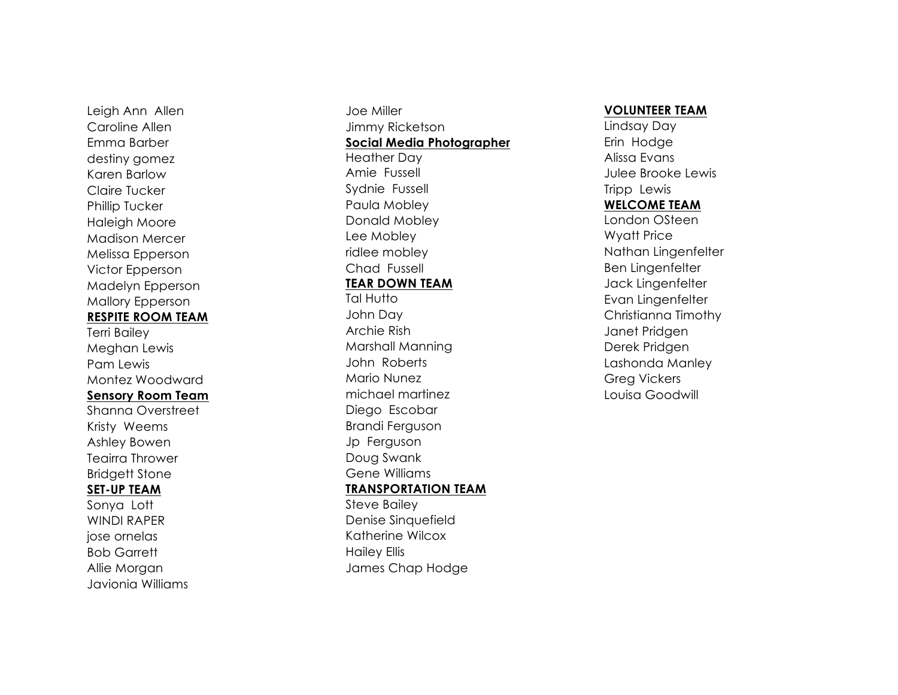Leigh Ann Allen
Caroline Allen
Emma Barber
destiny gomez
Karen Barlow
Claire Tucker
Phillip Tucker
Haleigh Moore
Madison Mercer
Melissa Epperson
Victor Epperson
Madelyn Epperson
Mallory Epperson

**RESPITE ROOM TEAM**

Terri Bailey
Meghan Lewis
Pam Lewis
Montez Woodward

**Sensory Room Team**

Shanna Overstreet
Kristy Weems
Ashley Bowen
Teairra Thrower
Bridgett Stone

**SET-UP TEAM**

Sonya Lott
WINDI RAPER
jose ornelas
Bob Garrett
Allie Morgan
Javionia Williams
Joe Miller
Jimmy Ricketson

**Social Media Photographer**

Heather Day
Amie Fussell
Sydnie Fussell
Paula Mobley
Donald Mobley
Lee Mobley
ridlee mobley
Chad Fussell

**TEAR DOWN TEAM**

Tal Hutto
John Day
Archie Rish
Marshall Manning
John Roberts
Mario Nunez
michael martinez
Diego Escobar
Brandi Ferguson
Jp Ferguson
Doug Swank
Gene Williams

**TRANSPORTATION TEAM**

Steve Bailey
Denise Sinquefield
Katherine Wilcox
Hailey Ellis
James Chap Hodge

**VOLUNTEER TEAM**

Lindsay Day
Erin Hodge
Alissa Evans
Julee Brooke Lewis
Tripp Lewis

**WELCOME TEAM**

London OSteen
Wyatt Price
Nathan Lingenfelter
Ben Lingenfelter
Jack Lingenfelter
Evan Lingenfelter
Christianna Timothy
Janet Pridgen
Derek Pridgen
Lashonda Manley
Greg Vickers
Louisa Goodwill